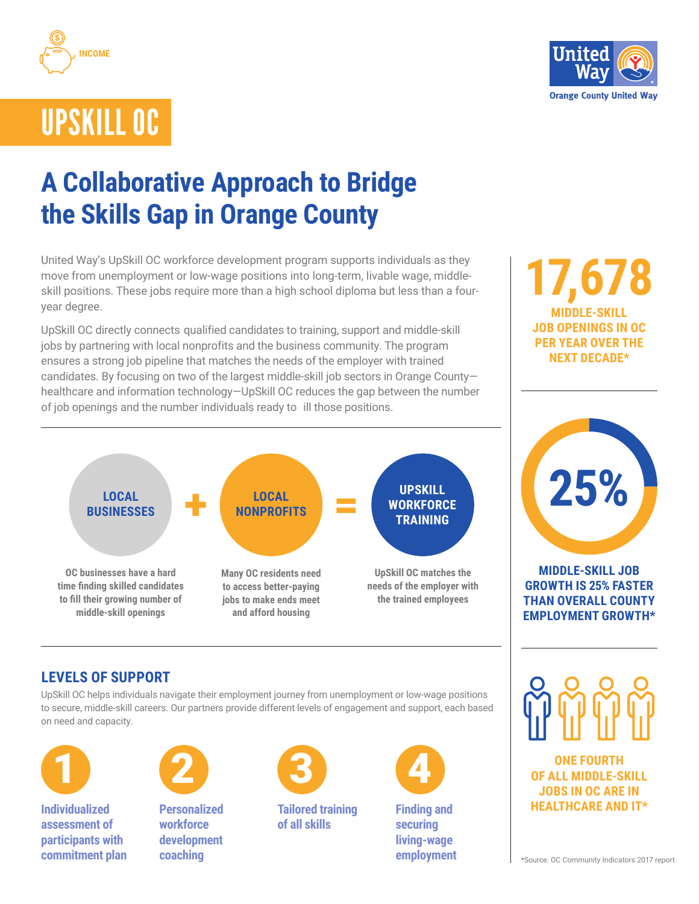INCOME

Orange County United Way

# UPSKILL OC

## A Collaborative Approach to Bridge the Skills Gap in Orange County

United Way's UpSkill OC workforce development program supports individuals as they move from unemployment or low-wage positions into long-term, livable wage, middle-skill positions. These jobs require more than a high school diploma but less than a four-year degree.

UpSkill OC directly connects qualified candidates to training, support and middle-skill jobs by partnering with local nonprofits and the business community. The program ensures a strong job pipeline that matches the needs of the employer with trained candidates. By focusing on two of the largest middle-skill job sectors in Orange County—healthcare and information technology—UpSkill OC reduces the gap between the number of job openings and the number individuals ready to ill those positions.

**LOCAL BUSINESSES** + **LOCAL NONPROFITS** = **UPSKILL WORKFORCE TRAINING**

**LOCAL BUSINESSES:** OC businesses have a hard time finding skilled candidates to fill their growing number of middle-skill openings

**LOCAL NONPROFITS:** Many OC residents need to access better-paying jobs to make ends meet and afford housing

**UPSKILL WORKFORCE TRAINING:** UpSkill OC matches the needs of the employer with the trained employees

### LEVELS OF SUPPORT

UpSkill OC helps individuals navigate their employment journey from unemployment or low-wage positions to secure, middle-skill careers. Our partners provide different levels of engagement and support, each based on need and capacity.

1. Individualized assessment of participants with commitment plan
2. Personalized workforce development coaching
3. Tailored training of all skills
4. Finding and securing living-wage employment

**17,678**
MIDDLE-SKILL JOB OPENINGS IN OC PER YEAR OVER THE NEXT DECADE*

**25%**
MIDDLE-SKILL JOB GROWTH IS 25% FASTER THAN OVERALL COUNTY EMPLOYMENT GROWTH*

ONE FOURTH OF ALL MIDDLE-SKILL JOBS IN OC ARE IN HEALTHCARE AND IT*

*Source: OC Community Indicators 2017 report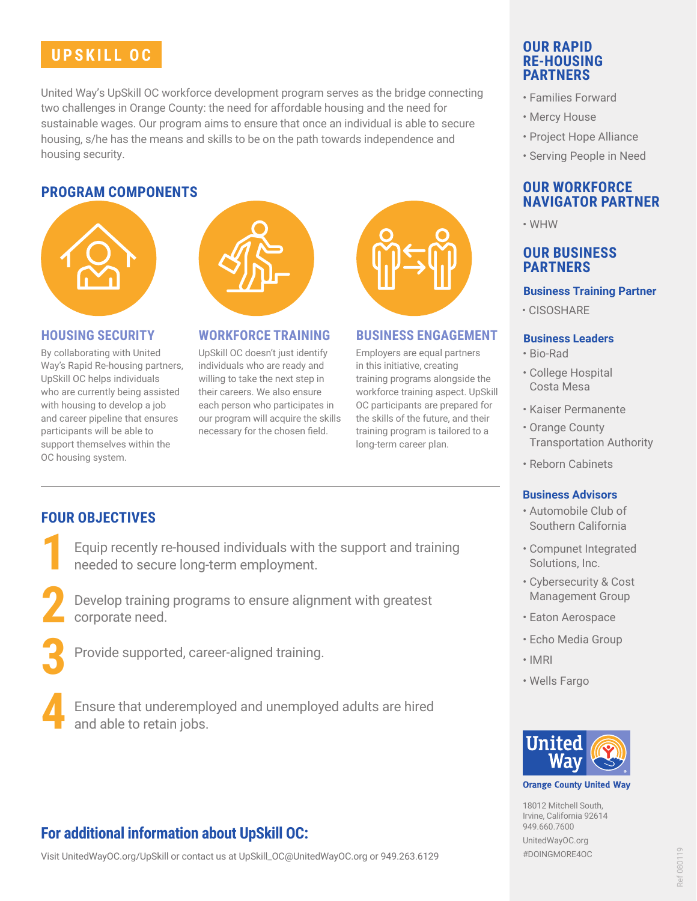# UPSKILL OC

United Way's UpSkill OC workforce development program serves as the bridge connecting two challenges in Orange County: the need for affordable housing and the need for sustainable wages. Our program aims to ensure that once an individual is able to secure housing, s/he has the means and skills to be on the path towards independence and housing security.

## PROGRAM COMPONENTS

### HOUSING SECURITY

By collaborating with United Way's Rapid Re-housing partners, UpSkill OC helps individuals who are currently being assisted with housing to develop a job and career pipeline that ensures participants will be able to support themselves within the OC housing system.

### WORKFORCE TRAINING

UpSkill OC doesn't just identify individuals who are ready and willing to take the next step in their careers. We also ensure each person who participates in our program will acquire the skills necessary for the chosen field.

### BUSINESS ENGAGEMENT

Employers are equal partners in this initiative, creating training programs alongside the workforce training aspect. UpSkill OC participants are prepared for the skills of the future, and their training program is tailored to a long-term career plan.

## FOUR OBJECTIVES

1. Equip recently re-housed individuals with the support and training needed to secure long-term employment.
2. Develop training programs to ensure alignment with greatest corporate need.
3. Provide supported, career-aligned training.
4. Ensure that underemployed and unemployed adults are hired and able to retain jobs.

## For additional information about UpSkill OC:

Visit UnitedWayOC.org/UpSkill or contact us at UpSkill_OC@UnitedWayOC.org or 949.263.6129

## OUR RAPID RE-HOUSING PARTNERS

- Families Forward
- Mercy House
- Project Hope Alliance
- Serving People in Need

## OUR WORKFORCE NAVIGATOR PARTNER

- WHW

## OUR BUSINESS PARTNERS

### Business Training Partner

- CISOSHARE

### Business Leaders

- Bio-Rad
- College Hospital Costa Mesa
- Kaiser Permanente
- Orange County Transportation Authority
- Reborn Cabinets

### Business Advisors

- Automobile Club of Southern California
- Compunet Integrated Solutions, Inc.
- Cybersecurity & Cost Management Group
- Eaton Aerospace
- Echo Media Group
- IMRI
- Wells Fargo

United Way

Orange County United Way

18012 Mitchell South,
Irvine, California 92614
949.660.7600

UnitedWayOC.org
#DOINGMORE4OC

Ref 080119